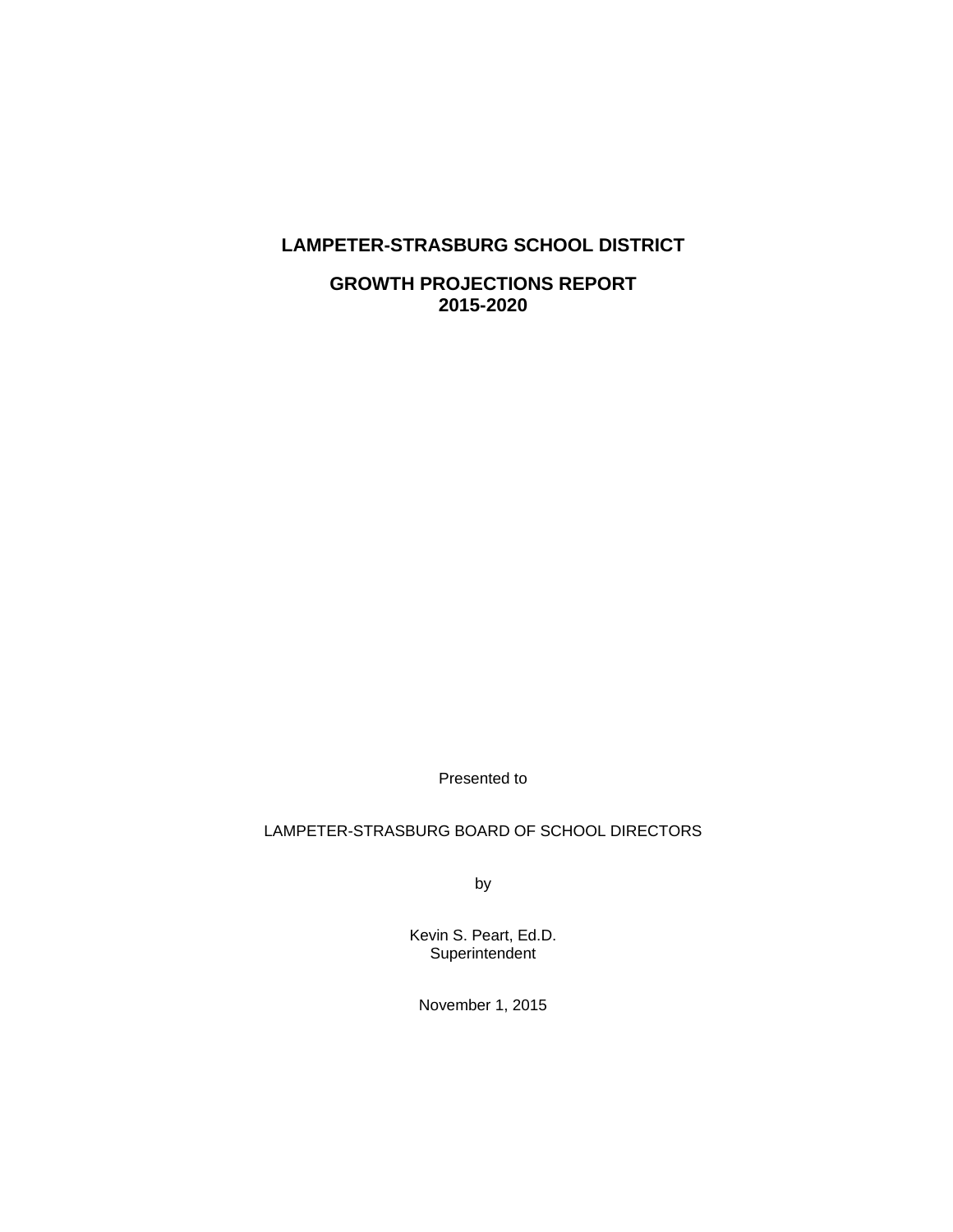# LAMPETER-STRASBURG SCHOOL DISTRICT

## GROWTH PROJECTIONS REPORT
## 2015-2020

Presented to

LAMPETER-STRASBURG BOARD OF SCHOOL DIRECTORS

by

Kevin S. Peart, Ed.D.
Superintendent

November 1, 2015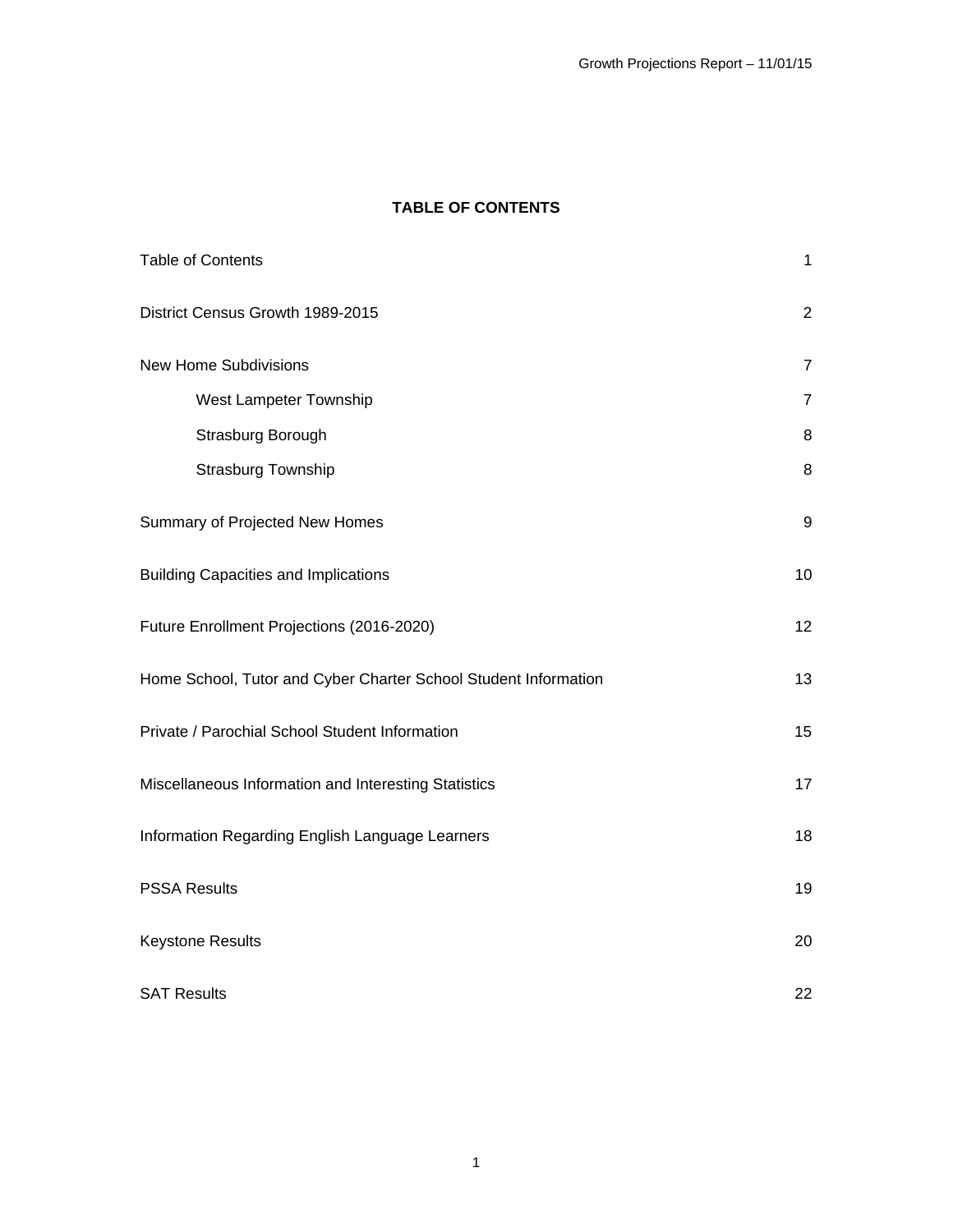# TABLE OF CONTENTS

| | |
|---|---|
| Table of Contents | 1 |
| District Census Growth 1989-2015 | 2 |
| New Home Subdivisions | 7 |
| West Lampeter Township | 7 |
| Strasburg Borough | 8 |
| Strasburg Township | 8 |
| Summary of Projected New Homes | 9 |
| Building Capacities and Implications | 10 |
| Future Enrollment Projections (2016-2020) | 12 |
| Home School, Tutor and Cyber Charter School Student Information | 13 |
| Private / Parochial School Student Information | 15 |
| Miscellaneous Information and Interesting Statistics | 17 |
| Information Regarding English Language Learners | 18 |
| PSSA Results | 19 |
| Keystone Results | 20 |
| SAT Results | 22 |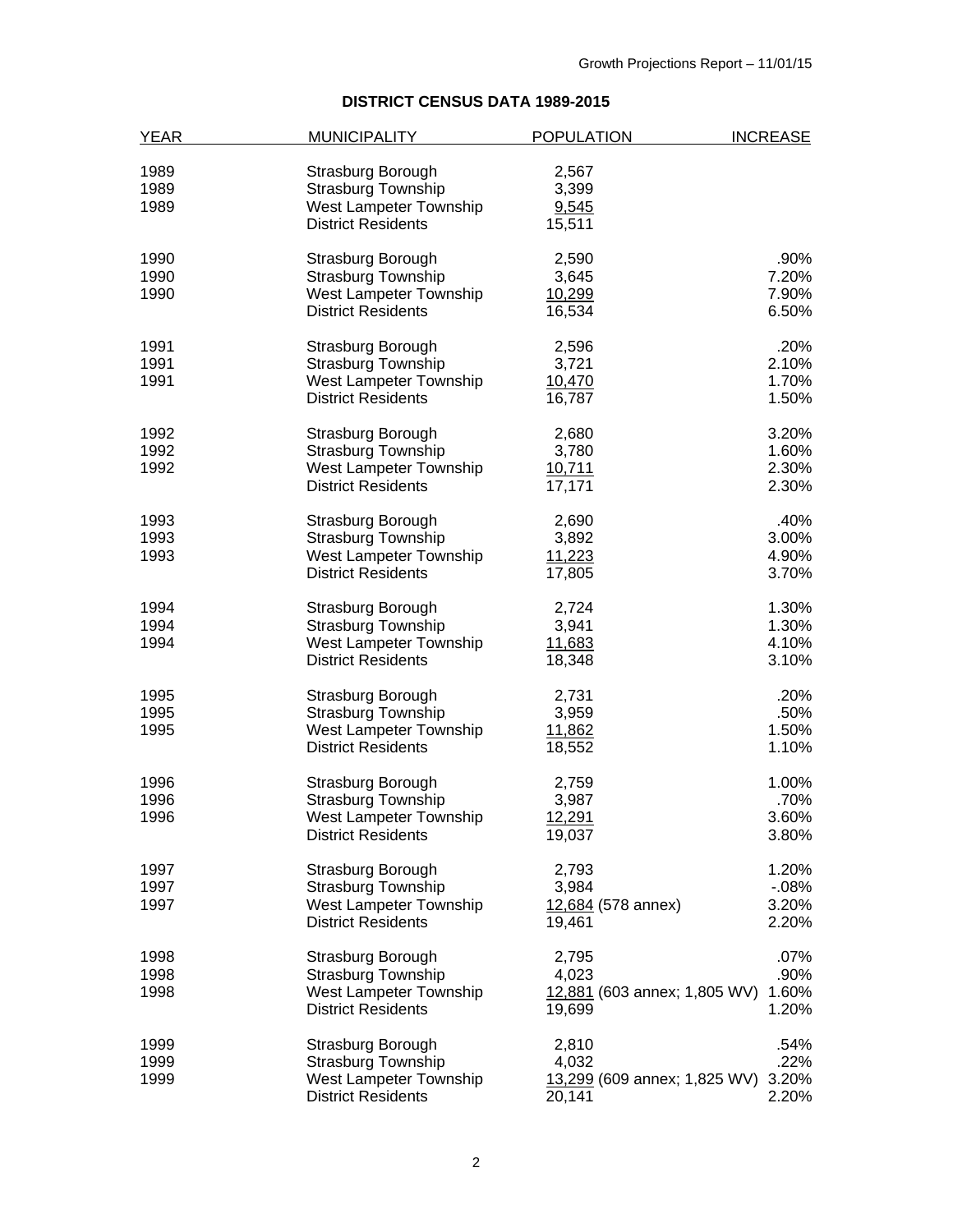## DISTRICT CENSUS DATA 1989-2015

| YEAR | MUNICIPALITY | POPULATION | INCREASE |
|---|---|---|---|
| 1989 | Strasburg Borough | 2,567 | |
| 1989 | Strasburg Township | 3,399 | |
| 1989 | West Lampeter Township | 9,545 | |
| | District Residents | 15,511 | |
| 1990 | Strasburg Borough | 2,590 | .90% |
| 1990 | Strasburg Township | 3,645 | 7.20% |
| 1990 | West Lampeter Township | 10,299 | 7.90% |
| | District Residents | 16,534 | 6.50% |
| 1991 | Strasburg Borough | 2,596 | .20% |
| 1991 | Strasburg Township | 3,721 | 2.10% |
| 1991 | West Lampeter Township | 10,470 | 1.70% |
| | District Residents | 16,787 | 1.50% |
| 1992 | Strasburg Borough | 2,680 | 3.20% |
| 1992 | Strasburg Township | 3,780 | 1.60% |
| 1992 | West Lampeter Township | 10,711 | 2.30% |
| | District Residents | 17,171 | 2.30% |
| 1993 | Strasburg Borough | 2,690 | .40% |
| 1993 | Strasburg Township | 3,892 | 3.00% |
| 1993 | West Lampeter Township | 11,223 | 4.90% |
| | District Residents | 17,805 | 3.70% |
| 1994 | Strasburg Borough | 2,724 | 1.30% |
| 1994 | Strasburg Township | 3,941 | 1.30% |
| 1994 | West Lampeter Township | 11,683 | 4.10% |
| | District Residents | 18,348 | 3.10% |
| 1995 | Strasburg Borough | 2,731 | .20% |
| 1995 | Strasburg Township | 3,959 | .50% |
| 1995 | West Lampeter Township | 11,862 | 1.50% |
| | District Residents | 18,552 | 1.10% |
| 1996 | Strasburg Borough | 2,759 | 1.00% |
| 1996 | Strasburg Township | 3,987 | .70% |
| 1996 | West Lampeter Township | 12,291 | 3.60% |
| | District Residents | 19,037 | 3.80% |
| 1997 | Strasburg Borough | 2,793 | 1.20% |
| 1997 | Strasburg Township | 3,984 | -.08% |
| 1997 | West Lampeter Township | 12,684 (578 annex) | 3.20% |
| | District Residents | 19,461 | 2.20% |
| 1998 | Strasburg Borough | 2,795 | .07% |
| 1998 | Strasburg Township | 4,023 | .90% |
| 1998 | West Lampeter Township | 12,881 (603 annex; 1,805 WV) | 1.60% |
| | District Residents | 19,699 | 1.20% |
| 1999 | Strasburg Borough | 2,810 | .54% |
| 1999 | Strasburg Township | 4,032 | .22% |
| 1999 | West Lampeter Township | 13,299 (609 annex; 1,825 WV) | 3.20% |
| | District Residents | 20,141 | 2.20% |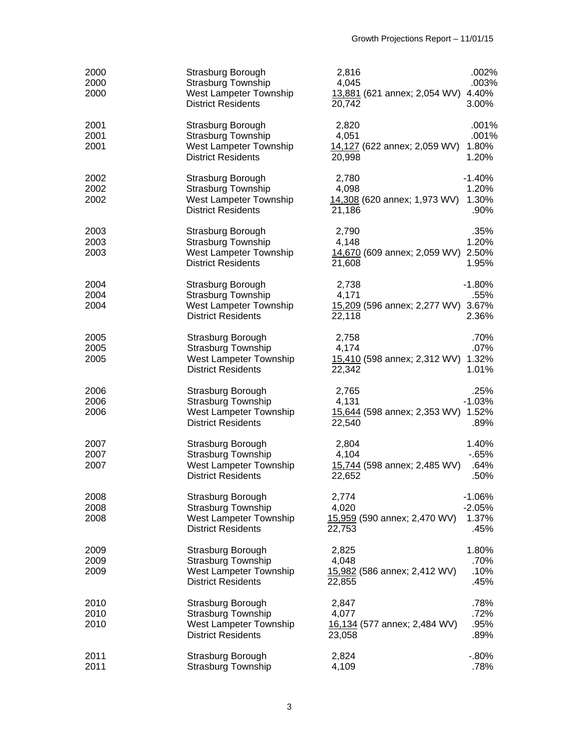| | | | |
|---|---|---|---|
| 2000 | Strasburg Borough | 2,816 | .002% |
| 2000 | Strasburg Township | 4,045 | .003% |
| 2000 | West Lampeter Township | 13,881 (621 annex; 2,054 WV) | 4.40% |
| | District Residents | 20,742 | 3.00% |
| 2001 | Strasburg Borough | 2,820 | .001% |
| 2001 | Strasburg Township | 4,051 | .001% |
| 2001 | West Lampeter Township | 14,127 (622 annex; 2,059 WV) | 1.80% |
| | District Residents | 20,998 | 1.20% |
| 2002 | Strasburg Borough | 2,780 | -1.40% |
| 2002 | Strasburg Township | 4,098 | 1.20% |
| 2002 | West Lampeter Township | 14,308 (620 annex; 1,973 WV) | 1.30% |
| | District Residents | 21,186 | .90% |
| 2003 | Strasburg Borough | 2,790 | .35% |
| 2003 | Strasburg Township | 4,148 | 1.20% |
| 2003 | West Lampeter Township | 14,670 (609 annex; 2,059 WV) | 2.50% |
| | District Residents | 21,608 | 1.95% |
| 2004 | Strasburg Borough | 2,738 | -1.80% |
| 2004 | Strasburg Township | 4,171 | .55% |
| 2004 | West Lampeter Township | 15,209 (596 annex; 2,277 WV) | 3.67% |
| | District Residents | 22,118 | 2.36% |
| 2005 | Strasburg Borough | 2,758 | .70% |
| 2005 | Strasburg Township | 4,174 | .07% |
| 2005 | West Lampeter Township | 15,410 (598 annex; 2,312 WV) | 1.32% |
| | District Residents | 22,342 | 1.01% |
| 2006 | Strasburg Borough | 2,765 | .25% |
| 2006 | Strasburg Township | 4,131 | -1.03% |
| 2006 | West Lampeter Township | 15,644 (598 annex; 2,353 WV) | 1.52% |
| | District Residents | 22,540 | .89% |
| 2007 | Strasburg Borough | 2,804 | 1.40% |
| 2007 | Strasburg Township | 4,104 | -.65% |
| 2007 | West Lampeter Township | 15,744 (598 annex; 2,485 WV) | .64% |
| | District Residents | 22,652 | .50% |
| 2008 | Strasburg Borough | 2,774 | -1.06% |
| 2008 | Strasburg Township | 4,020 | -2.05% |
| 2008 | West Lampeter Township | 15,959 (590 annex; 2,470 WV) | 1.37% |
| | District Residents | 22,753 | .45% |
| 2009 | Strasburg Borough | 2,825 | 1.80% |
| 2009 | Strasburg Township | 4,048 | .70% |
| 2009 | West Lampeter Township | 15,982 (586 annex; 2,412 WV) | .10% |
| | District Residents | 22,855 | .45% |
| 2010 | Strasburg Borough | 2,847 | .78% |
| 2010 | Strasburg Township | 4,077 | .72% |
| 2010 | West Lampeter Township | 16,134 (577 annex; 2,484 WV) | .95% |
| | District Residents | 23,058 | .89% |
| 2011 | Strasburg Borough | 2,824 | -.80% |
| 2011 | Strasburg Township | 4,109 | .78% |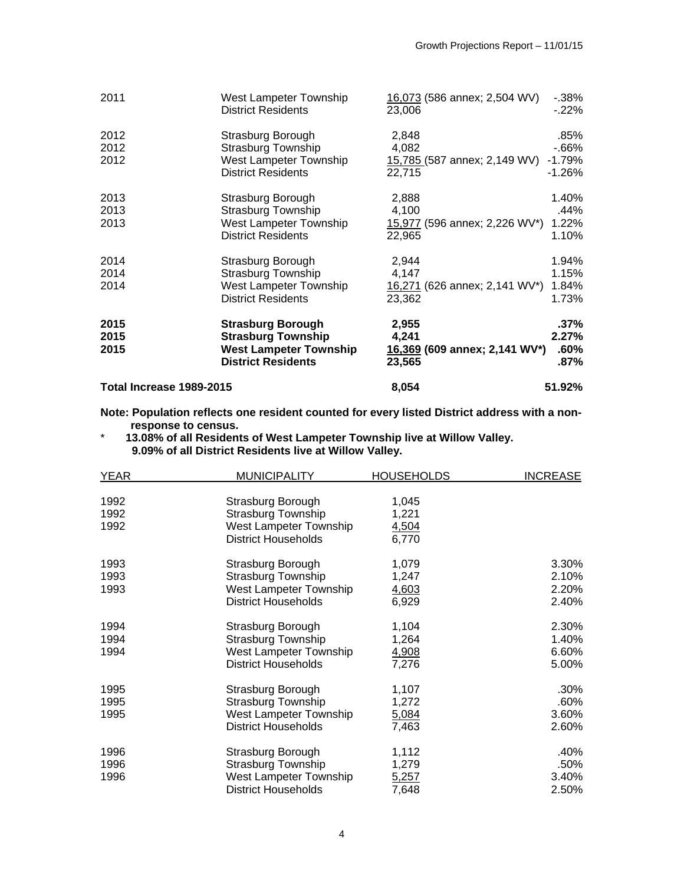| | | | |
|---|---|---|---|
| 2011 | West Lampeter Township | 16,073 (586 annex; 2,504 WV) | -.38% |
| | District Residents | 23,006 | -.22% |
| 2012 | Strasburg Borough | 2,848 | .85% |
| 2012 | Strasburg Township | 4,082 | -.66% |
| 2012 | West Lampeter Township | 15,785 (587 annex; 2,149 WV) | -1.79% |
| | District Residents | 22,715 | -1.26% |
| 2013 | Strasburg Borough | 2,888 | 1.40% |
| 2013 | Strasburg Township | 4,100 | .44% |
| 2013 | West Lampeter Township | 15,977 (596 annex; 2,226 WV*) | 1.22% |
| | District Residents | 22,965 | 1.10% |
| 2014 | Strasburg Borough | 2,944 | 1.94% |
| 2014 | Strasburg Township | 4,147 | 1.15% |
| 2014 | West Lampeter Township | 16,271 (626 annex; 2,141 WV*) | 1.84% |
| | District Residents | 23,362 | 1.73% |
| **2015** | **Strasburg Borough** | **2,955** | **.37%** |
| **2015** | **Strasburg Township** | **4,241** | **2.27%** |
| **2015** | **West Lampeter Township** | **16,369 (609 annex; 2,141 WV*)** | **.60%** |
| | **District Residents** | **23,565** | **.87%** |
| **Total Increase 1989-2015** | | **8,054** | **51.92%** |

**Note: Population reflects one resident counted for every listed District address with a non-response to census.**

\* **13.08% of all Residents of West Lampeter Township live at Willow Valley.**
**9.09% of all District Residents live at Willow Valley.**

| YEAR | MUNICIPALITY | HOUSEHOLDS | INCREASE |
|---|---|---|---|
| 1992 | Strasburg Borough | 1,045 | |
| 1992 | Strasburg Township | 1,221 | |
| 1992 | West Lampeter Township | 4,504 | |
| | District Households | 6,770 | |
| 1993 | Strasburg Borough | 1,079 | 3.30% |
| 1993 | Strasburg Township | 1,247 | 2.10% |
| 1993 | West Lampeter Township | 4,603 | 2.20% |
| | District Households | 6,929 | 2.40% |
| 1994 | Strasburg Borough | 1,104 | 2.30% |
| 1994 | Strasburg Township | 1,264 | 1.40% |
| 1994 | West Lampeter Township | 4,908 | 6.60% |
| | District Households | 7,276 | 5.00% |
| 1995 | Strasburg Borough | 1,107 | .30% |
| 1995 | Strasburg Township | 1,272 | .60% |
| 1995 | West Lampeter Township | 5,084 | 3.60% |
| | District Households | 7,463 | 2.60% |
| 1996 | Strasburg Borough | 1,112 | .40% |
| 1996 | Strasburg Township | 1,279 | .50% |
| 1996 | West Lampeter Township | 5,257 | 3.40% |
| | District Households | 7,648 | 2.50% |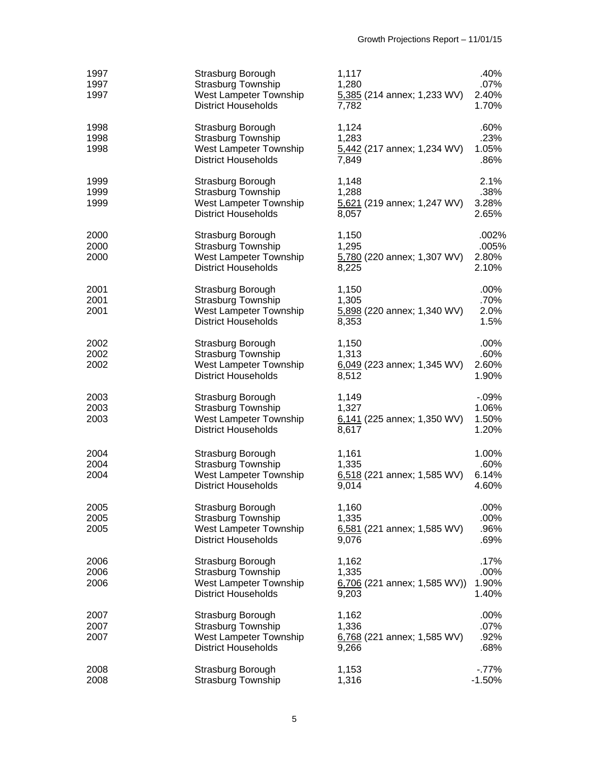| | | | |
|---|---|---|---|
| 1997 | Strasburg Borough | 1,117 | .40% |
| 1997 | Strasburg Township | 1,280 | .07% |
| 1997 | West Lampeter Township | 5,385 (214 annex; 1,233 WV) | 2.40% |
| | District Households | 7,782 | 1.70% |
| 1998 | Strasburg Borough | 1,124 | .60% |
| 1998 | Strasburg Township | 1,283 | .23% |
| 1998 | West Lampeter Township | 5,442 (217 annex; 1,234 WV) | 1.05% |
| | District Households | 7,849 | .86% |
| 1999 | Strasburg Borough | 1,148 | 2.1% |
| 1999 | Strasburg Township | 1,288 | .38% |
| 1999 | West Lampeter Township | 5,621 (219 annex; 1,247 WV) | 3.28% |
| | District Households | 8,057 | 2.65% |
| 2000 | Strasburg Borough | 1,150 | .002% |
| 2000 | Strasburg Township | 1,295 | .005% |
| 2000 | West Lampeter Township | 5,780 (220 annex; 1,307 WV) | 2.80% |
| | District Households | 8,225 | 2.10% |
| 2001 | Strasburg Borough | 1,150 | .00% |
| 2001 | Strasburg Township | 1,305 | .70% |
| 2001 | West Lampeter Township | 5,898 (220 annex; 1,340 WV) | 2.0% |
| | District Households | 8,353 | 1.5% |
| 2002 | Strasburg Borough | 1,150 | .00% |
| 2002 | Strasburg Township | 1,313 | .60% |
| 2002 | West Lampeter Township | 6,049 (223 annex; 1,345 WV) | 2.60% |
| | District Households | 8,512 | 1.90% |
| 2003 | Strasburg Borough | 1,149 | -.09% |
| 2003 | Strasburg Township | 1,327 | 1.06% |
| 2003 | West Lampeter Township | 6,141 (225 annex; 1,350 WV) | 1.50% |
| | District Households | 8,617 | 1.20% |
| 2004 | Strasburg Borough | 1,161 | 1.00% |
| 2004 | Strasburg Township | 1,335 | .60% |
| 2004 | West Lampeter Township | 6,518 (221 annex; 1,585 WV) | 6.14% |
| | District Households | 9,014 | 4.60% |
| 2005 | Strasburg Borough | 1,160 | .00% |
| 2005 | Strasburg Township | 1,335 | .00% |
| 2005 | West Lampeter Township | 6,581 (221 annex; 1,585 WV) | .96% |
| | District Households | 9,076 | .69% |
| 2006 | Strasburg Borough | 1,162 | .17% |
| 2006 | Strasburg Township | 1,335 | .00% |
| 2006 | West Lampeter Township | 6,706 (221 annex; 1,585 WV)) | 1.90% |
| | District Households | 9,203 | 1.40% |
| 2007 | Strasburg Borough | 1,162 | .00% |
| 2007 | Strasburg Township | 1,336 | .07% |
| 2007 | West Lampeter Township | 6,768 (221 annex; 1,585 WV) | .92% |
| | District Households | 9,266 | .68% |
| 2008 | Strasburg Borough | 1,153 | -.77% |
| 2008 | Strasburg Township | 1,316 | -1.50% |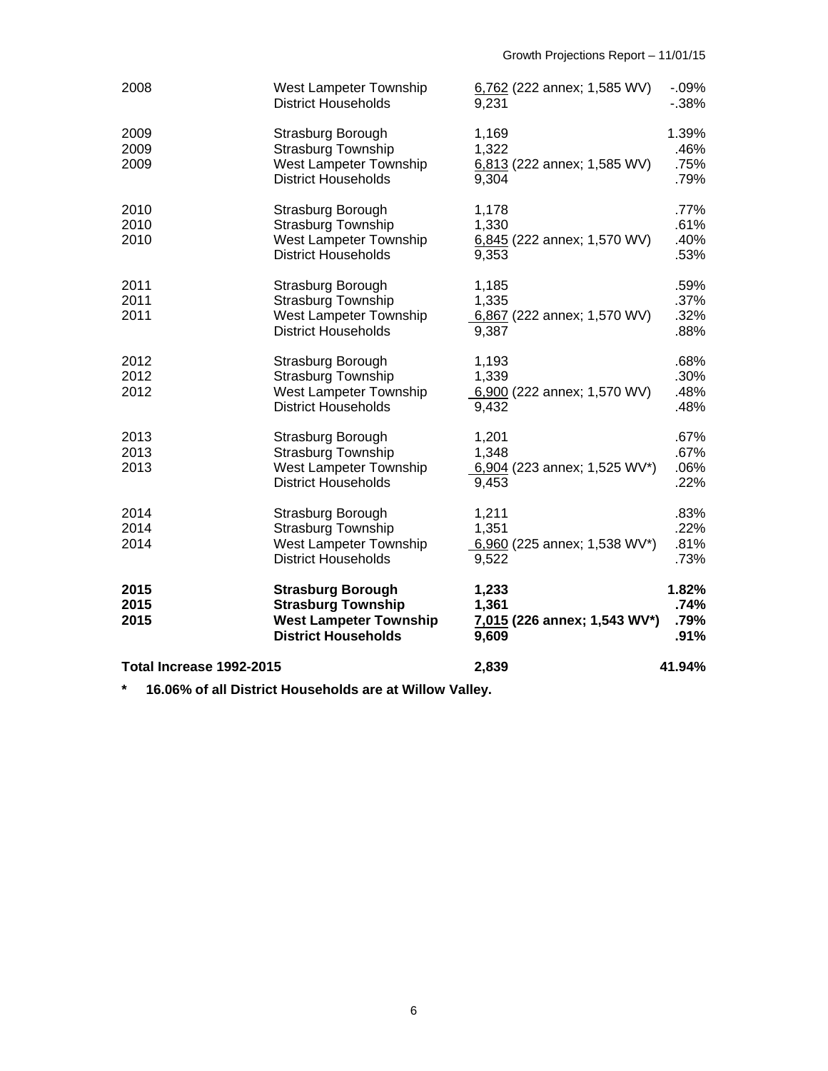| | | | |
|---|---|---|---|
| 2008 | West Lampeter Township | 6,762 (222 annex; 1,585 WV) | -.09% |
| | District Households | 9,231 | -.38% |
| 2009 | Strasburg Borough | 1,169 | 1.39% |
| 2009 | Strasburg Township | 1,322 | .46% |
| 2009 | West Lampeter Township | 6,813 (222 annex; 1,585 WV) | .75% |
| | District Households | 9,304 | .79% |
| 2010 | Strasburg Borough | 1,178 | .77% |
| 2010 | Strasburg Township | 1,330 | .61% |
| 2010 | West Lampeter Township | 6,845 (222 annex; 1,570 WV) | .40% |
| | District Households | 9,353 | .53% |
| 2011 | Strasburg Borough | 1,185 | .59% |
| 2011 | Strasburg Township | 1,335 | .37% |
| 2011 | West Lampeter Township | 6,867 (222 annex; 1,570 WV) | .32% |
| | District Households | 9,387 | .88% |
| 2012 | Strasburg Borough | 1,193 | .68% |
| 2012 | Strasburg Township | 1,339 | .30% |
| 2012 | West Lampeter Township | 6,900 (222 annex; 1,570 WV) | .48% |
| | District Households | 9,432 | .48% |
| 2013 | Strasburg Borough | 1,201 | .67% |
| 2013 | Strasburg Township | 1,348 | .67% |
| 2013 | West Lampeter Township | 6,904 (223 annex; 1,525 WV*) | .06% |
| | District Households | 9,453 | .22% |
| 2014 | Strasburg Borough | 1,211 | .83% |
| 2014 | Strasburg Township | 1,351 | .22% |
| 2014 | West Lampeter Township | 6,960 (225 annex; 1,538 WV*) | .81% |
| | District Households | 9,522 | .73% |
| **2015** | **Strasburg Borough** | **1,233** | **1.82%** |
| **2015** | **Strasburg Township** | **1,361** | **.74%** |
| **2015** | **West Lampeter Township** | **7,015 (226 annex; 1,543 WV*)** | **.79%** |
| | **District Households** | **9,609** | **.91%** |
| **Total Increase 1992-2015** | | **2,839** | **41.94%** |

**\* 16.06% of all District Households are at Willow Valley.**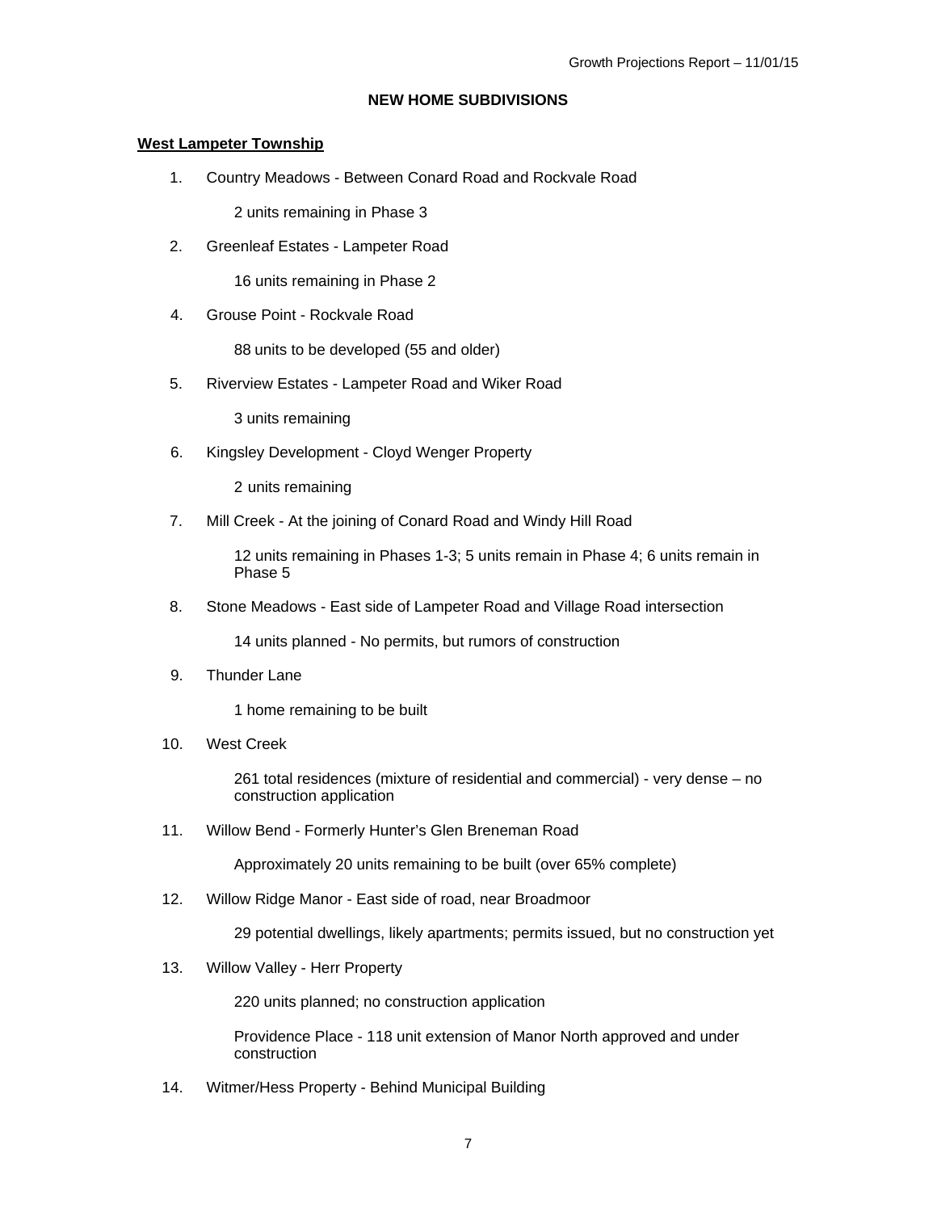## NEW HOME SUBDIVISIONS

**West Lampeter Township**

1. Country Meadows - Between Conard Road and Rockvale Road

   2 units remaining in Phase 3

2. Greenleaf Estates - Lampeter Road

   16 units remaining in Phase 2

4. Grouse Point - Rockvale Road

   88 units to be developed (55 and older)

5. Riverview Estates - Lampeter Road and Wiker Road

   3 units remaining

6. Kingsley Development - Cloyd Wenger Property

   2 units remaining

7. Mill Creek - At the joining of Conard Road and Windy Hill Road

   12 units remaining in Phases 1-3; 5 units remain in Phase 4; 6 units remain in Phase 5

8. Stone Meadows - East side of Lampeter Road and Village Road intersection

   14 units planned - No permits, but rumors of construction

9. Thunder Lane

   1 home remaining to be built

10. West Creek

    261 total residences (mixture of residential and commercial) - very dense – no construction application

11. Willow Bend - Formerly Hunter's Glen Breneman Road

    Approximately 20 units remaining to be built (over 65% complete)

12. Willow Ridge Manor - East side of road, near Broadmoor

    29 potential dwellings, likely apartments; permits issued, but no construction yet

13. Willow Valley - Herr Property

    220 units planned; no construction application

    Providence Place - 118 unit extension of Manor North approved and under construction

14. Witmer/Hess Property - Behind Municipal Building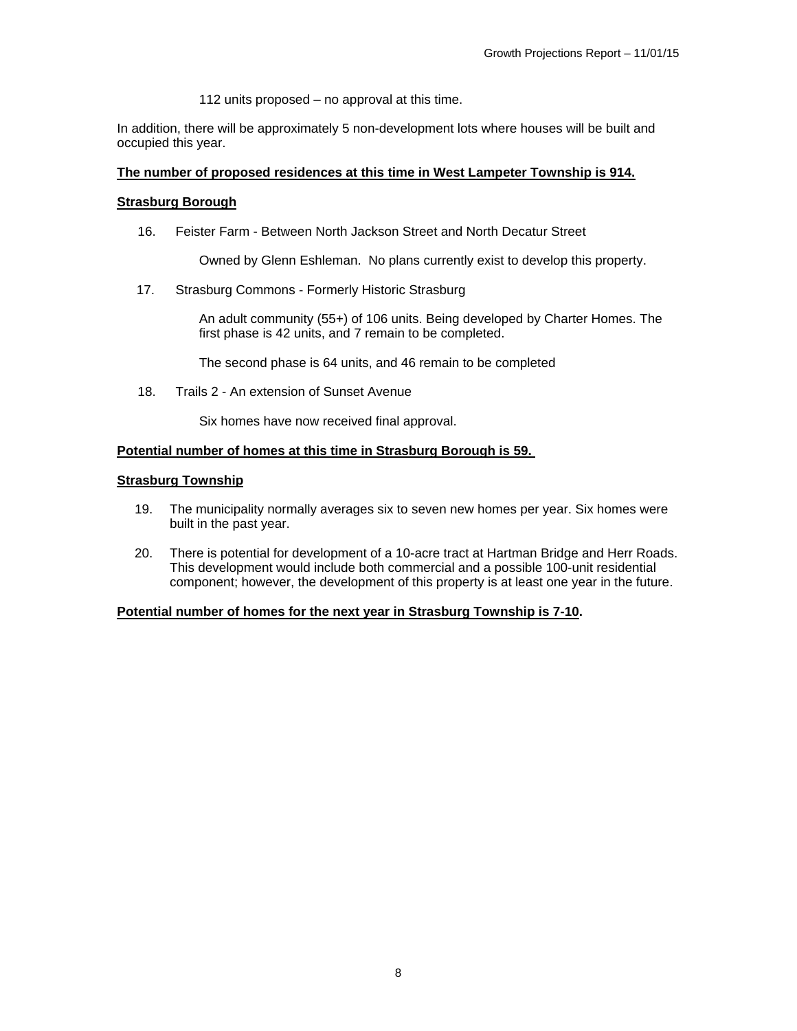112 units proposed – no approval at this time.

In addition, there will be approximately 5 non-development lots where houses will be built and occupied this year.

**The number of proposed residences at this time in West Lampeter Township is 914.**

**Strasburg Borough**

16. Feister Farm - Between North Jackson Street and North Decatur Street

    Owned by Glenn Eshleman. No plans currently exist to develop this property.

17. Strasburg Commons - Formerly Historic Strasburg

    An adult community (55+) of 106 units. Being developed by Charter Homes. The first phase is 42 units, and 7 remain to be completed.

    The second phase is 64 units, and 46 remain to be completed

18. Trails 2 - An extension of Sunset Avenue

    Six homes have now received final approval.

**Potential number of homes at this time in Strasburg Borough is 59.**

**Strasburg Township**

19. The municipality normally averages six to seven new homes per year. Six homes were built in the past year.

20. There is potential for development of a 10-acre tract at Hartman Bridge and Herr Roads. This development would include both commercial and a possible 100-unit residential component; however, the development of this property is at least one year in the future.

**Potential number of homes for the next year in Strasburg Township is 7-10.**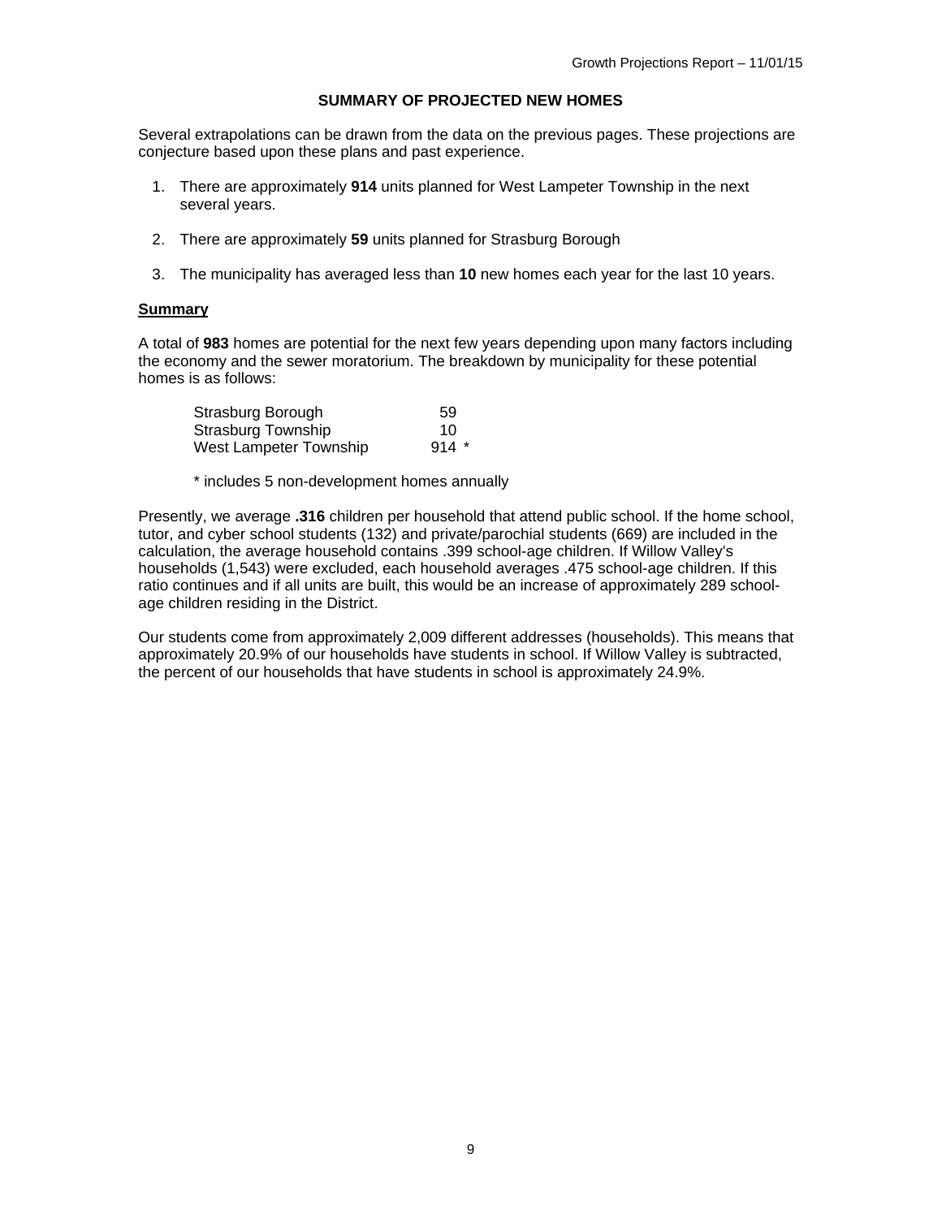## SUMMARY OF PROJECTED NEW HOMES

Several extrapolations can be drawn from the data on the previous pages. These projections are conjecture based upon these plans and past experience.

1. There are approximately **914** units planned for West Lampeter Township in the next several years.

2. There are approximately **59** units planned for Strasburg Borough

3. The municipality has averaged less than **10** new homes each year for the last 10 years.

### Summary

A total of **983** homes are potential for the next few years depending upon many factors including the economy and the sewer moratorium. The breakdown by municipality for these potential homes is as follows:

| | |
|---|---|
| Strasburg Borough | 59 |
| Strasburg Township | 10 |
| West Lampeter Township | 914 * |

* includes 5 non-development homes annually

Presently, we average **.316** children per household that attend public school. If the home school, tutor, and cyber school students (132) and private/parochial students (669) are included in the calculation, the average household contains .399 school-age children. If Willow Valley's households (1,543) were excluded, each household averages .475 school-age children. If this ratio continues and if all units are built, this would be an increase of approximately 289 school-age children residing in the District.

Our students come from approximately 2,009 different addresses (households). This means that approximately 20.9% of our households have students in school. If Willow Valley is subtracted, the percent of our households that have students in school is approximately 24.9%.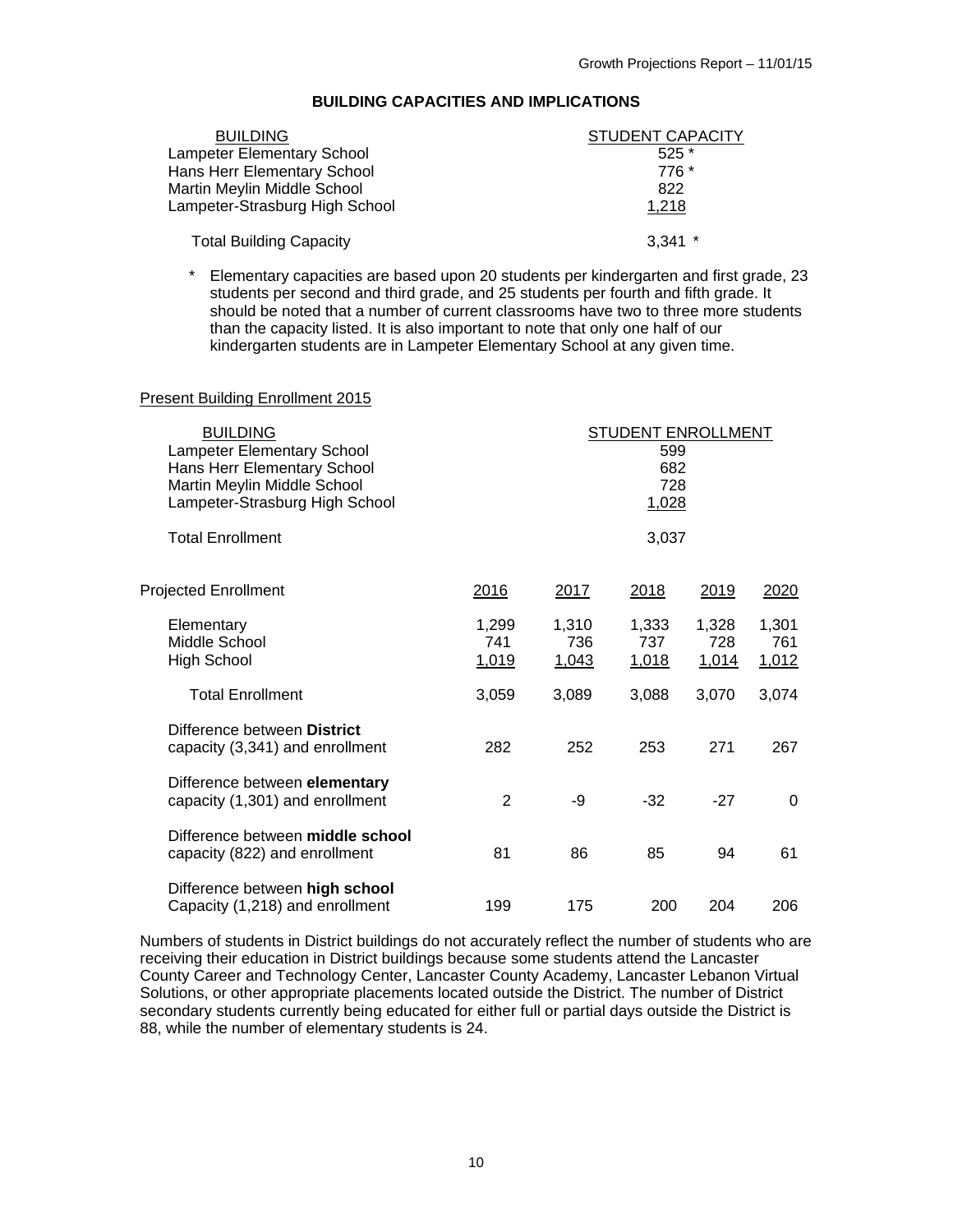## BUILDING CAPACITIES AND IMPLICATIONS

| BUILDING | STUDENT CAPACITY |
|---|---|
| Lampeter Elementary School | 525 * |
| Hans Herr Elementary School | 776 * |
| Martin Meylin Middle School | 822 |
| Lampeter-Strasburg High School | 1,218 |
| Total Building Capacity | 3,341 * |

\* Elementary capacities are based upon 20 students per kindergarten and first grade, 23 students per second and third grade, and 25 students per fourth and fifth grade. It should be noted that a number of current classrooms have two to three more students than the capacity listed. It is also important to note that only one half of our kindergarten students are in Lampeter Elementary School at any given time.

Present Building Enrollment 2015

| BUILDING | STUDENT ENROLLMENT |
|---|---|
| Lampeter Elementary School | 599 |
| Hans Herr Elementary School | 682 |
| Martin Meylin Middle School | 728 |
| Lampeter-Strasburg High School | 1,028 |
| Total Enrollment | 3,037 |

| Projected Enrollment | 2016 | 2017 | 2018 | 2019 | 2020 |
|---|---|---|---|---|---|
| Elementary | 1,299 | 1,310 | 1,333 | 1,328 | 1,301 |
| Middle School | 741 | 736 | 737 | 728 | 761 |
| High School | 1,019 | 1,043 | 1,018 | 1,014 | 1,012 |
| Total Enrollment | 3,059 | 3,089 | 3,088 | 3,070 | 3,074 |
| Difference between **District** capacity (3,341) and enrollment | 282 | 252 | 253 | 271 | 267 |
| Difference between **elementary** capacity (1,301) and enrollment | 2 | -9 | -32 | -27 | 0 |
| Difference between **middle school** capacity (822) and enrollment | 81 | 86 | 85 | 94 | 61 |
| Difference between **high school** Capacity (1,218) and enrollment | 199 | 175 | 200 | 204 | 206 |

Numbers of students in District buildings do not accurately reflect the number of students who are receiving their education in District buildings because some students attend the Lancaster County Career and Technology Center, Lancaster County Academy, Lancaster Lebanon Virtual Solutions, or other appropriate placements located outside the District. The number of District secondary students currently being educated for either full or partial days outside the District is 88, while the number of elementary students is 24.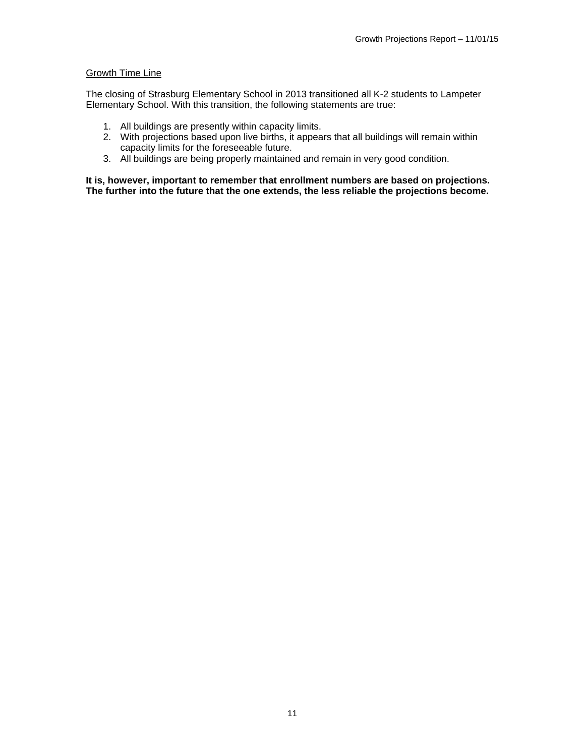## Growth Time Line

The closing of Strasburg Elementary School in 2013 transitioned all K-2 students to Lampeter Elementary School. With this transition, the following statements are true:

1. All buildings are presently within capacity limits.
2. With projections based upon live births, it appears that all buildings will remain within capacity limits for the foreseeable future.
3. All buildings are being properly maintained and remain in very good condition.

**It is, however, important to remember that enrollment numbers are based on projections. The further into the future that the one extends, the less reliable the projections become.**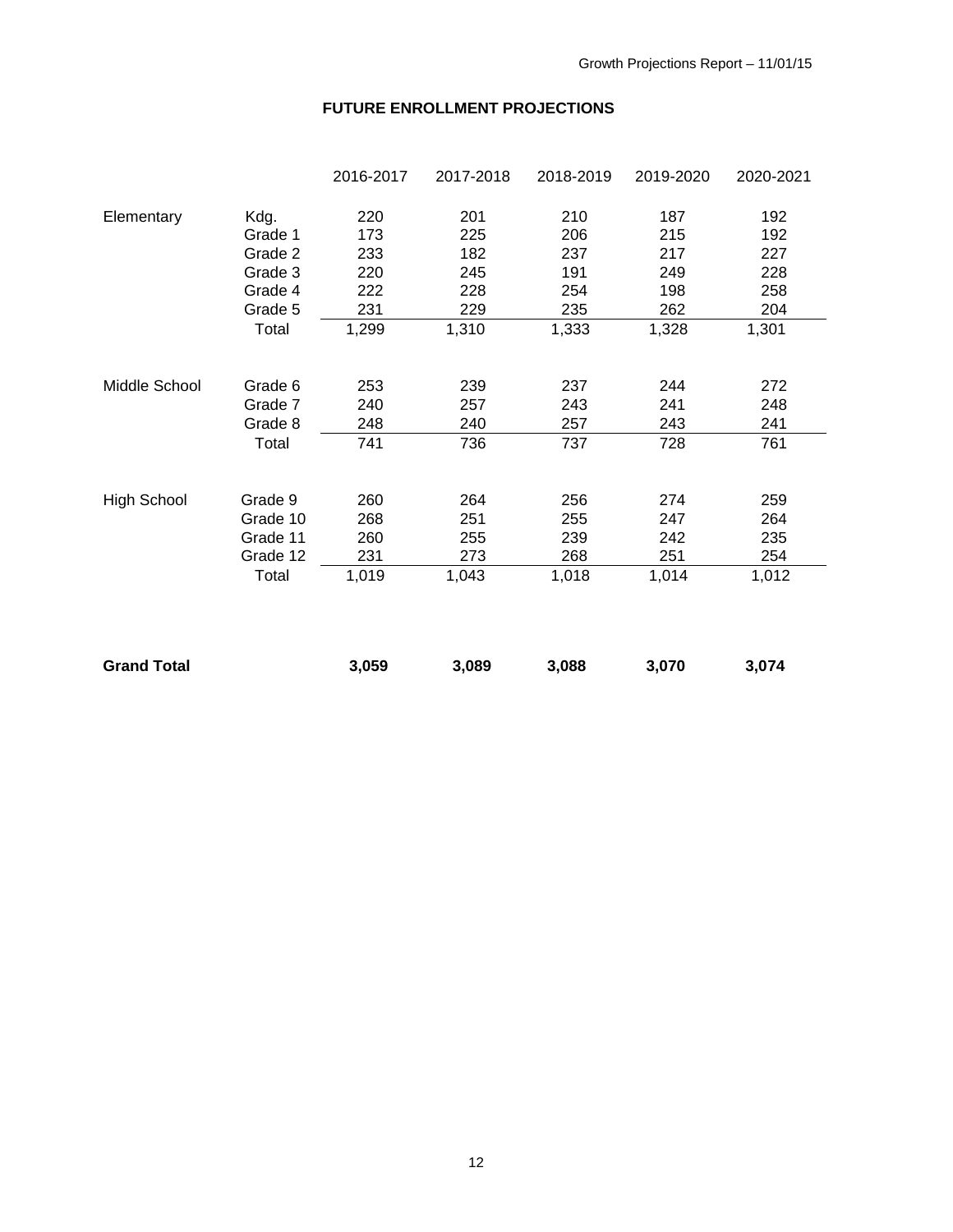## FUTURE ENROLLMENT PROJECTIONS

| | | 2016-2017 | 2017-2018 | 2018-2019 | 2019-2020 | 2020-2021 |
|---|---|---|---|---|---|---|
| Elementary | Kdg. | 220 | 201 | 210 | 187 | 192 |
| | Grade 1 | 173 | 225 | 206 | 215 | 192 |
| | Grade 2 | 233 | 182 | 237 | 217 | 227 |
| | Grade 3 | 220 | 245 | 191 | 249 | 228 |
| | Grade 4 | 222 | 228 | 254 | 198 | 258 |
| | Grade 5 | 231 | 229 | 235 | 262 | 204 |
| | Total | 1,299 | 1,310 | 1,333 | 1,328 | 1,301 |
| Middle School | Grade 6 | 253 | 239 | 237 | 244 | 272 |
| | Grade 7 | 240 | 257 | 243 | 241 | 248 |
| | Grade 8 | 248 | 240 | 257 | 243 | 241 |
| | Total | 741 | 736 | 737 | 728 | 761 |
| High School | Grade 9 | 260 | 264 | 256 | 274 | 259 |
| | Grade 10 | 268 | 251 | 255 | 247 | 264 |
| | Grade 11 | 260 | 255 | 239 | 242 | 235 |
| | Grade 12 | 231 | 273 | 268 | 251 | 254 |
| | Total | 1,019 | 1,043 | 1,018 | 1,014 | 1,012 |
| **Grand Total** | | **3,059** | **3,089** | **3,088** | **3,070** | **3,074** |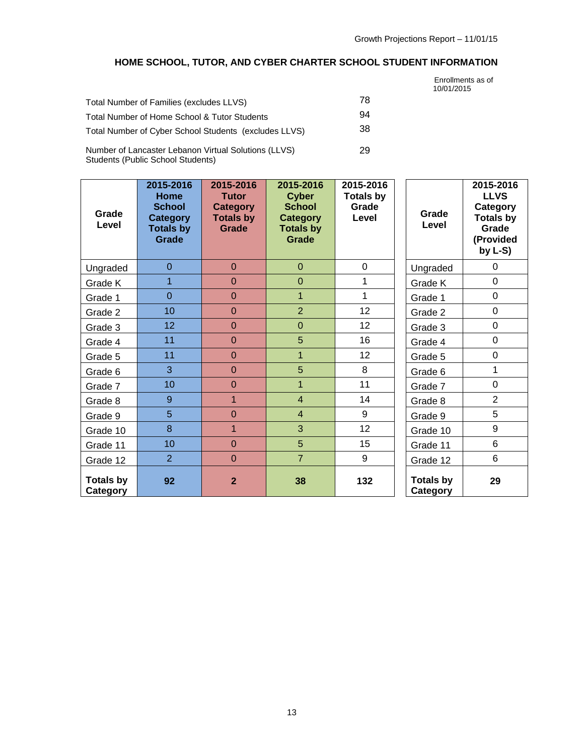## HOME SCHOOL, TUTOR, AND CYBER CHARTER SCHOOL STUDENT INFORMATION

Enrollments as of 10/01/2015

| | |
|---|---|
| Total Number of Families (excludes LLVS) | 78 |
| Total Number of Home School & Tutor Students | 94 |
| Total Number of Cyber School Students (excludes LLVS) | 38 |
| Number of Lancaster Lebanon Virtual Solutions (LLVS) Students (Public School Students) | 29 |

| Grade Level | 2015-2016 Home School Category Totals by Grade | 2015-2016 Tutor Category Totals by Grade | 2015-2016 Cyber School Category Totals by Grade | 2015-2016 Totals by Grade Level |
|---|---|---|---|---|
| Ungraded | 0 | 0 | 0 | 0 |
| Grade K | 1 | 0 | 0 | 1 |
| Grade 1 | 0 | 0 | 1 | 1 |
| Grade 2 | 10 | 0 | 2 | 12 |
| Grade 3 | 12 | 0 | 0 | 12 |
| Grade 4 | 11 | 0 | 5 | 16 |
| Grade 5 | 11 | 0 | 1 | 12 |
| Grade 6 | 3 | 0 | 5 | 8 |
| Grade 7 | 10 | 0 | 1 | 11 |
| Grade 8 | 9 | 1 | 4 | 14 |
| Grade 9 | 5 | 0 | 4 | 9 |
| Grade 10 | 8 | 1 | 3 | 12 |
| Grade 11 | 10 | 0 | 5 | 15 |
| Grade 12 | 2 | 0 | 7 | 9 |
| **Totals by Category** | **92** | **2** | **38** | **132** |

| Grade Level | 2015-2016 LLVS Category Totals by Grade (Provided by L-S) |
|---|---|
| Ungraded | 0 |
| Grade K | 0 |
| Grade 1 | 0 |
| Grade 2 | 0 |
| Grade 3 | 0 |
| Grade 4 | 0 |
| Grade 5 | 0 |
| Grade 6 | 1 |
| Grade 7 | 0 |
| Grade 8 | 2 |
| Grade 9 | 5 |
| Grade 10 | 9 |
| Grade 11 | 6 |
| Grade 12 | 6 |
| **Totals by Category** | **29** |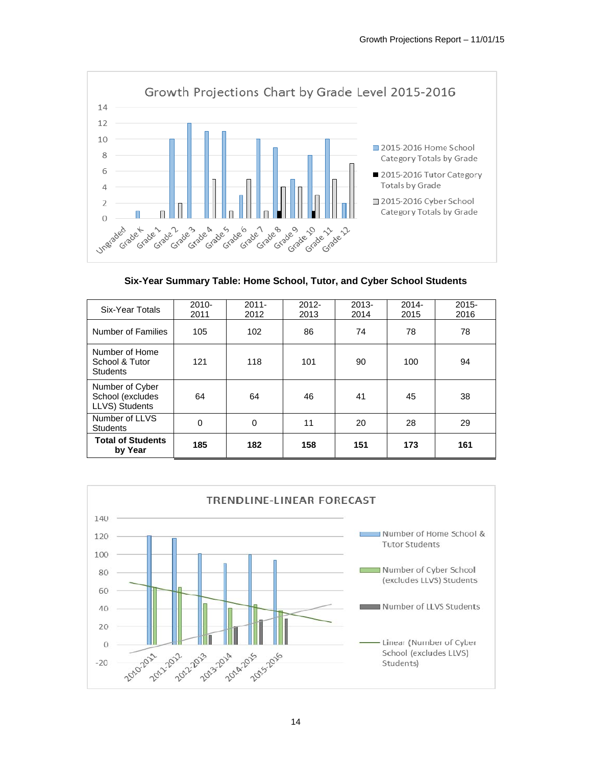**Six-Year Summary Table: Home School, Tutor, and Cyber School Students**

| Six-Year Totals | 2010-2011 | 2011-2012 | 2012-2013 | 2013-2014 | 2014-2015 | 2015-2016 |
|---|---|---|---|---|---|---|
| Number of Families | 105 | 102 | 86 | 74 | 78 | 78 |
| Number of Home School & Tutor Students | 121 | 118 | 101 | 90 | 100 | 94 |
| Number of Cyber School (excludes LLVS) Students | 64 | 64 | 46 | 41 | 45 | 38 |
| Number of LLVS Students | 0 | 0 | 11 | 20 | 28 | 29 |
| **Total of Students by Year** | **185** | **182** | **158** | **151** | **173** | **161** |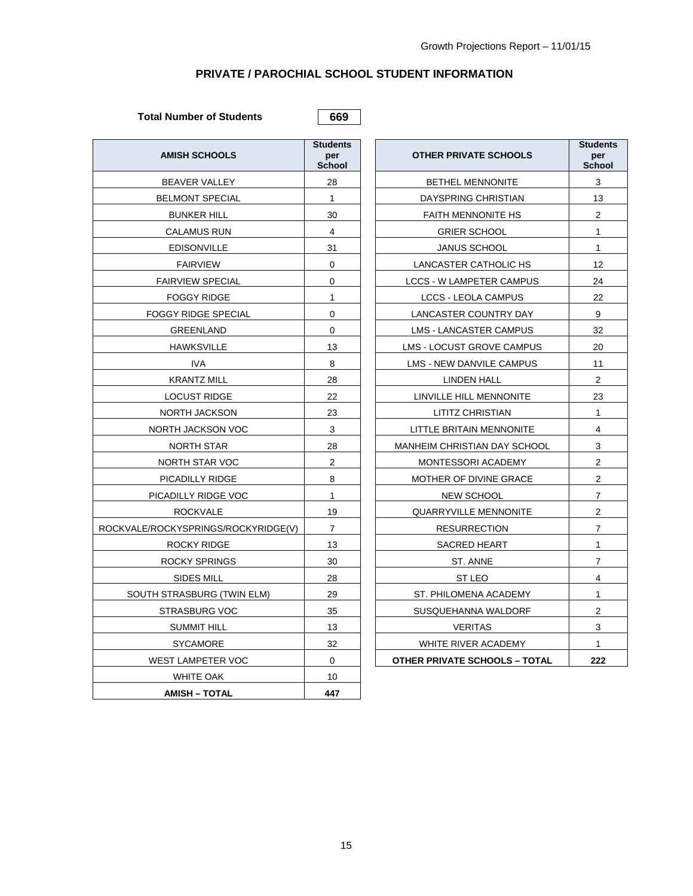## PRIVATE / PAROCHIAL SCHOOL STUDENT INFORMATION

**Total Number of Students** **669**

| AMISH SCHOOLS | Students per School |
|---|---|
| BEAVER VALLEY | 28 |
| BELMONT SPECIAL | 1 |
| BUNKER HILL | 30 |
| CALAMUS RUN | 4 |
| EDISONVILLE | 31 |
| FAIRVIEW | 0 |
| FAIRVIEW SPECIAL | 0 |
| FOGGY RIDGE | 1 |
| FOGGY RIDGE SPECIAL | 0 |
| GREENLAND | 0 |
| HAWKSVILLE | 13 |
| IVA | 8 |
| KRANTZ MILL | 28 |
| LOCUST RIDGE | 22 |
| NORTH JACKSON | 23 |
| NORTH JACKSON VOC | 3 |
| NORTH STAR | 28 |
| NORTH STAR VOC | 2 |
| PICADILLY RIDGE | 8 |
| PICADILLY RIDGE VOC | 1 |
| ROCKVALE | 19 |
| ROCKVALE/ROCKYSPRINGS/ROCKYRIDGE(V) | 7 |
| ROCKY RIDGE | 13 |
| ROCKY SPRINGS | 30 |
| SIDES MILL | 28 |
| SOUTH STRASBURG (TWIN ELM) | 29 |
| STRASBURG VOC | 35 |
| SUMMIT HILL | 13 |
| SYCAMORE | 32 |
| WEST LAMPETER VOC | 0 |
| WHITE OAK | 10 |
| **AMISH – TOTAL** | **447** |

| OTHER PRIVATE SCHOOLS | Students per School |
|---|---|
| BETHEL MENNONITE | 3 |
| DAYSPRING CHRISTIAN | 13 |
| FAITH MENNONITE HS | 2 |
| GRIER SCHOOL | 1 |
| JANUS SCHOOL | 1 |
| LANCASTER CATHOLIC HS | 12 |
| LCCS - W LAMPETER CAMPUS | 24 |
| LCCS - LEOLA CAMPUS | 22 |
| LANCASTER COUNTRY DAY | 9 |
| LMS - LANCASTER CAMPUS | 32 |
| LMS - LOCUST GROVE CAMPUS | 20 |
| LMS - NEW DANVILE CAMPUS | 11 |
| LINDEN HALL | 2 |
| LINVILLE HILL MENNONITE | 23 |
| LITITZ CHRISTIAN | 1 |
| LITTLE BRITAIN MENNONITE | 4 |
| MANHEIM CHRISTIAN DAY SCHOOL | 3 |
| MONTESSORI ACADEMY | 2 |
| MOTHER OF DIVINE GRACE | 2 |
| NEW SCHOOL | 7 |
| QUARRYVILLE MENNONITE | 2 |
| RESURRECTION | 7 |
| SACRED HEART | 1 |
| ST. ANNE | 7 |
| ST LEO | 4 |
| ST. PHILOMENA ACADEMY | 1 |
| SUSQUEHANNA WALDORF | 2 |
| VERITAS | 3 |
| WHITE RIVER ACADEMY | 1 |
| **OTHER PRIVATE SCHOOLS – TOTAL** | **222** |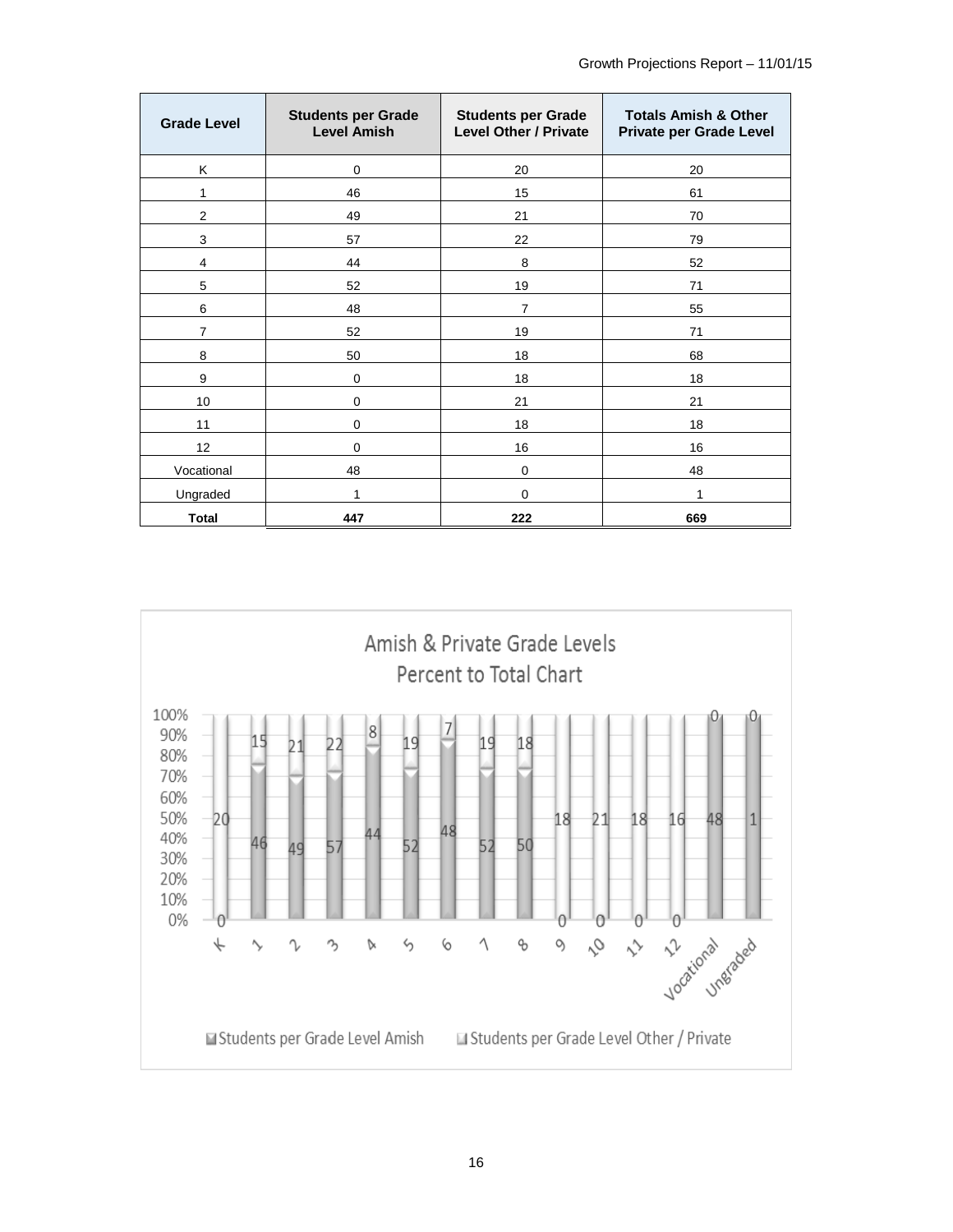| Grade Level | Students per Grade Level Amish | Students per Grade Level Other / Private | Totals Amish & Other Private per Grade Level |
|---|---|---|---|
| K | 0 | 20 | 20 |
| 1 | 46 | 15 | 61 |
| 2 | 49 | 21 | 70 |
| 3 | 57 | 22 | 79 |
| 4 | 44 | 8 | 52 |
| 5 | 52 | 19 | 71 |
| 6 | 48 | 7 | 55 |
| 7 | 52 | 19 | 71 |
| 8 | 50 | 18 | 68 |
| 9 | 0 | 18 | 18 |
| 10 | 0 | 21 | 21 |
| 11 | 0 | 18 | 18 |
| 12 | 0 | 16 | 16 |
| Vocational | 48 | 0 | 48 |
| Ungraded | 1 | 0 | 1 |
| **Total** | **447** | **222** | **669** |

Amish & Private Grade Levels
Percent to Total Chart

Students per Grade Level Amish    Students per Grade Level Other / Private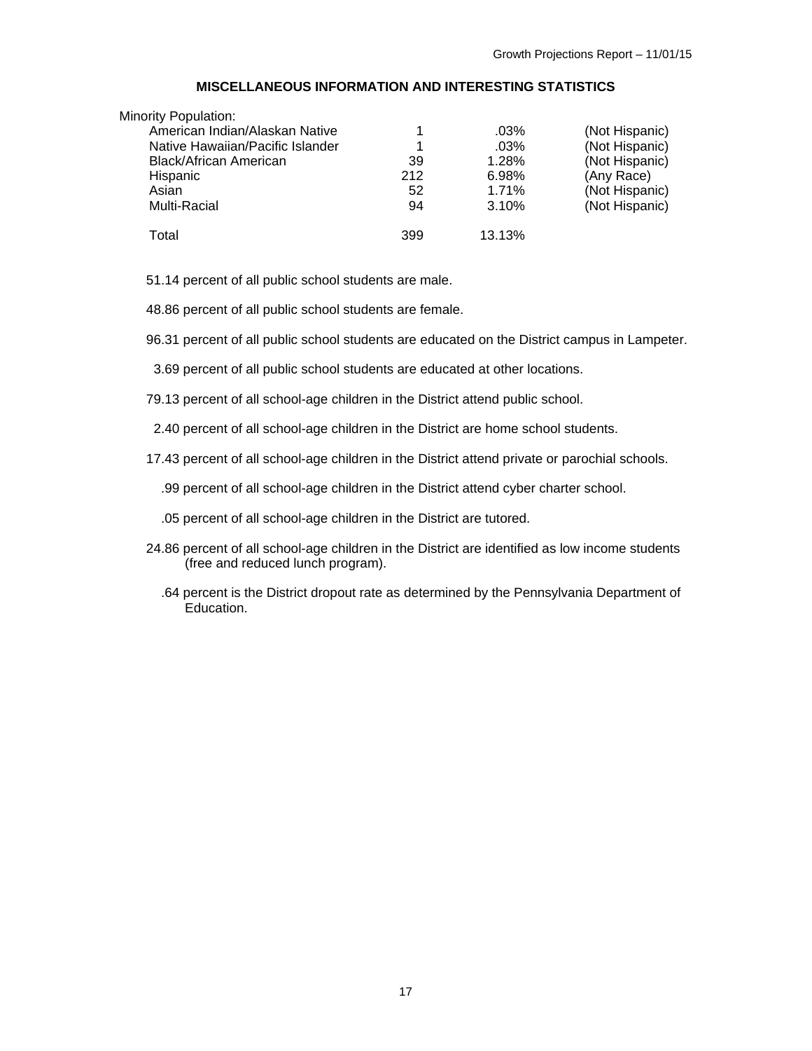## MISCELLANEOUS INFORMATION AND INTERESTING STATISTICS

Minority Population:

| | | | |
|---|---|---|---|
| American Indian/Alaskan Native | 1 | .03% | (Not Hispanic) |
| Native Hawaiian/Pacific Islander | 1 | .03% | (Not Hispanic) |
| Black/African American | 39 | 1.28% | (Not Hispanic) |
| Hispanic | 212 | 6.98% | (Any Race) |
| Asian | 52 | 1.71% | (Not Hispanic) |
| Multi-Racial | 94 | 3.10% | (Not Hispanic) |
| Total | 399 | 13.13% | |

51.14 percent of all public school students are male.

48.86 percent of all public school students are female.

96.31 percent of all public school students are educated on the District campus in Lampeter.

3.69 percent of all public school students are educated at other locations.

79.13 percent of all school-age children in the District attend public school.

2.40 percent of all school-age children in the District are home school students.

17.43 percent of all school-age children in the District attend private or parochial schools.

.99 percent of all school-age children in the District attend cyber charter school.

.05 percent of all school-age children in the District are tutored.

24.86 percent of all school-age children in the District are identified as low income students (free and reduced lunch program).

.64 percent is the District dropout rate as determined by the Pennsylvania Department of Education.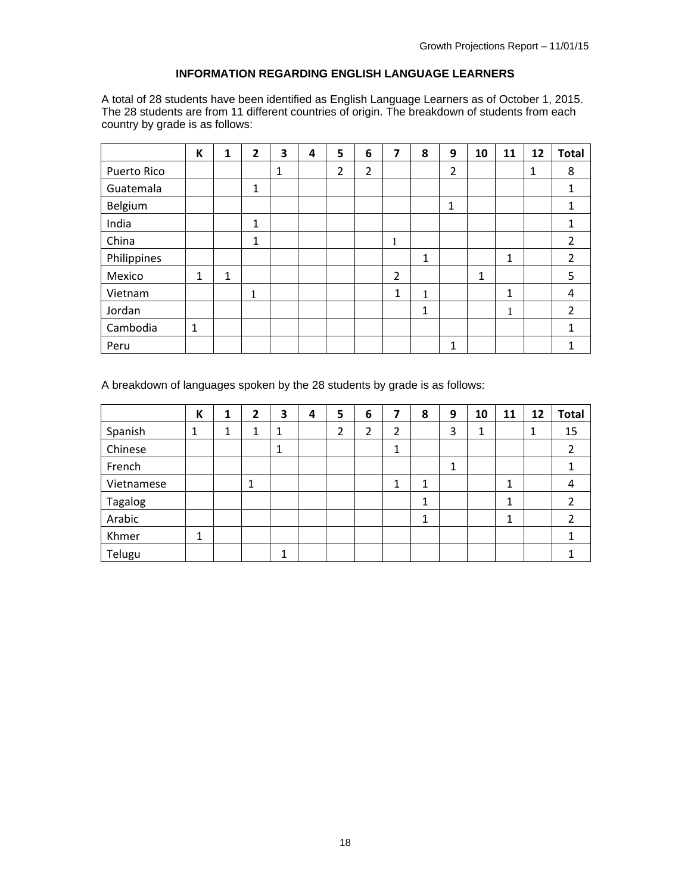## INFORMATION REGARDING ENGLISH LANGUAGE LEARNERS

A total of 28 students have been identified as English Language Learners as of October 1, 2015. The 28 students are from 11 different countries of origin. The breakdown of students from each country by grade is as follows:

| | K | 1 | 2 | 3 | 4 | 5 | 6 | 7 | 8 | 9 | 10 | 11 | 12 | Total |
|---|---|---|---|---|---|---|---|---|---|---|---|---|---|---|
| Puerto Rico | | | | 1 | | 2 | 2 | | | 2 | | | 1 | 8 |
| Guatemala | | | 1 | | | | | | | | | | | 1 |
| Belgium | | | | | | | | | | 1 | | | | 1 |
| India | | | 1 | | | | | | | | | | | 1 |
| China | | | 1 | | | | | 1 | | | | | | 2 |
| Philippines | | | | | | | | | 1 | | | 1 | | 2 |
| Mexico | 1 | 1 | | | | | | 2 | | | 1 | | | 5 |
| Vietnam | | | 1 | | | | | 1 | 1 | | | 1 | | 4 |
| Jordan | | | | | | | | | 1 | | | 1 | | 2 |
| Cambodia | 1 | | | | | | | | | | | | | 1 |
| Peru | | | | | | | | | | 1 | | | | 1 |

A breakdown of languages spoken by the 28 students by grade is as follows:

| | K | 1 | 2 | 3 | 4 | 5 | 6 | 7 | 8 | 9 | 10 | 11 | 12 | Total |
|---|---|---|---|---|---|---|---|---|---|---|---|---|---|---|
| Spanish | 1 | 1 | 1 | 1 | | 2 | 2 | 2 | | 3 | 1 | | 1 | 15 |
| Chinese | | | | 1 | | | | 1 | | | | | | 2 |
| French | | | | | | | | | | 1 | | | | 1 |
| Vietnamese | | | 1 | | | | | 1 | 1 | | | 1 | | 4 |
| Tagalog | | | | | | | | | 1 | | | 1 | | 2 |
| Arabic | | | | | | | | | 1 | | | 1 | | 2 |
| Khmer | 1 | | | | | | | | | | | | | 1 |
| Telugu | | | | 1 | | | | | | | | | | 1 |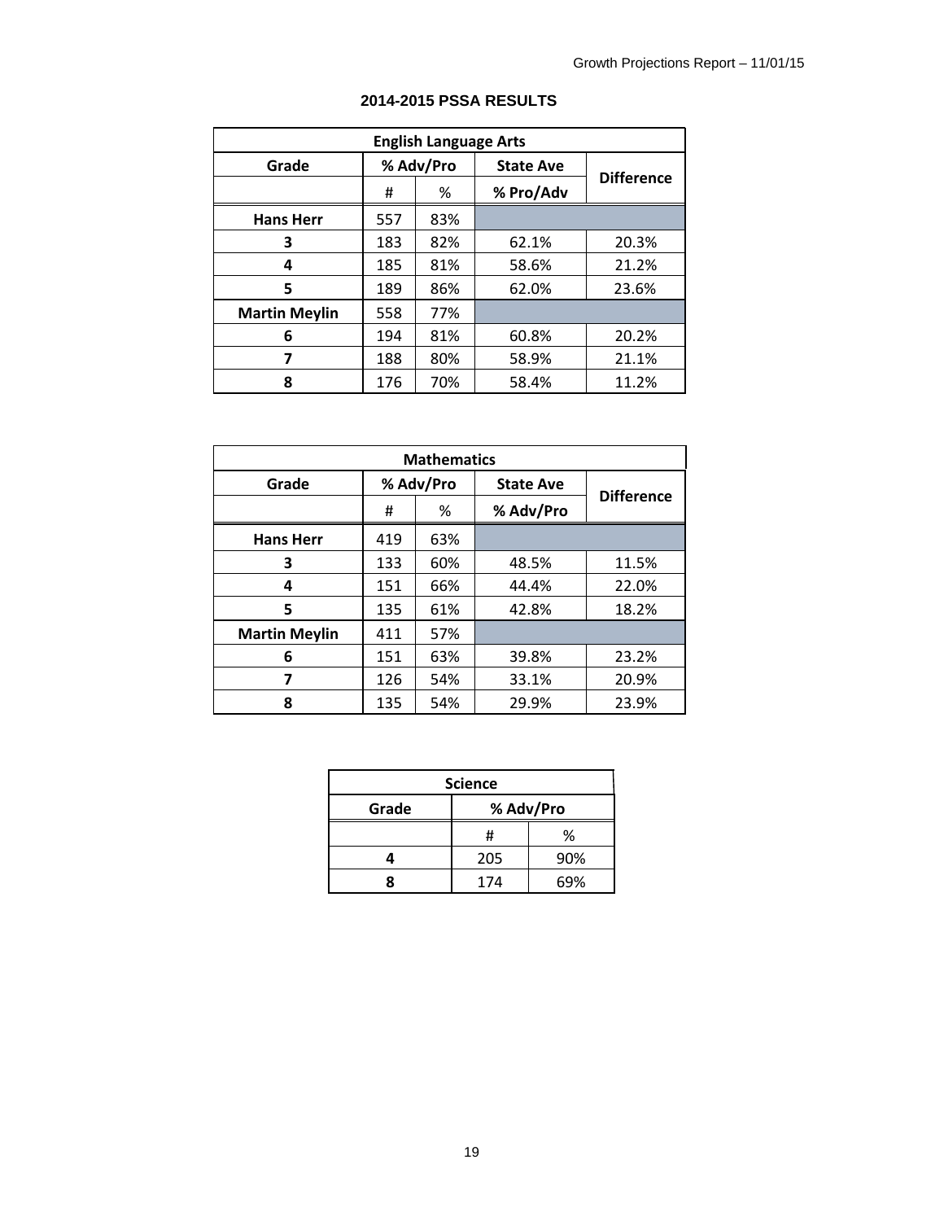## 2014-2015 PSSA RESULTS

| English Language Arts | | | | |
|---|---|---|---|---|
| Grade | % Adv/Pro | | State Ave | Difference |
| | # | % | % Pro/Adv | |
| **Hans Herr** | 557 | 83% | | |
| 3 | 183 | 82% | 62.1% | 20.3% |
| 4 | 185 | 81% | 58.6% | 21.2% |
| 5 | 189 | 86% | 62.0% | 23.6% |
| **Martin Meylin** | 558 | 77% | | |
| 6 | 194 | 81% | 60.8% | 20.2% |
| 7 | 188 | 80% | 58.9% | 21.1% |
| 8 | 176 | 70% | 58.4% | 11.2% |

| Mathematics | | | | |
|---|---|---|---|---|
| Grade | % Adv/Pro | | State Ave | Difference |
| | # | % | % Adv/Pro | |
| **Hans Herr** | 419 | 63% | | |
| 3 | 133 | 60% | 48.5% | 11.5% |
| 4 | 151 | 66% | 44.4% | 22.0% |
| 5 | 135 | 61% | 42.8% | 18.2% |
| **Martin Meylin** | 411 | 57% | | |
| 6 | 151 | 63% | 39.8% | 23.2% |
| 7 | 126 | 54% | 33.1% | 20.9% |
| 8 | 135 | 54% | 29.9% | 23.9% |

| Science | | |
|---|---|---|
| Grade | % Adv/Pro | |
| | # | % |
| 4 | 205 | 90% |
| 8 | 174 | 69% |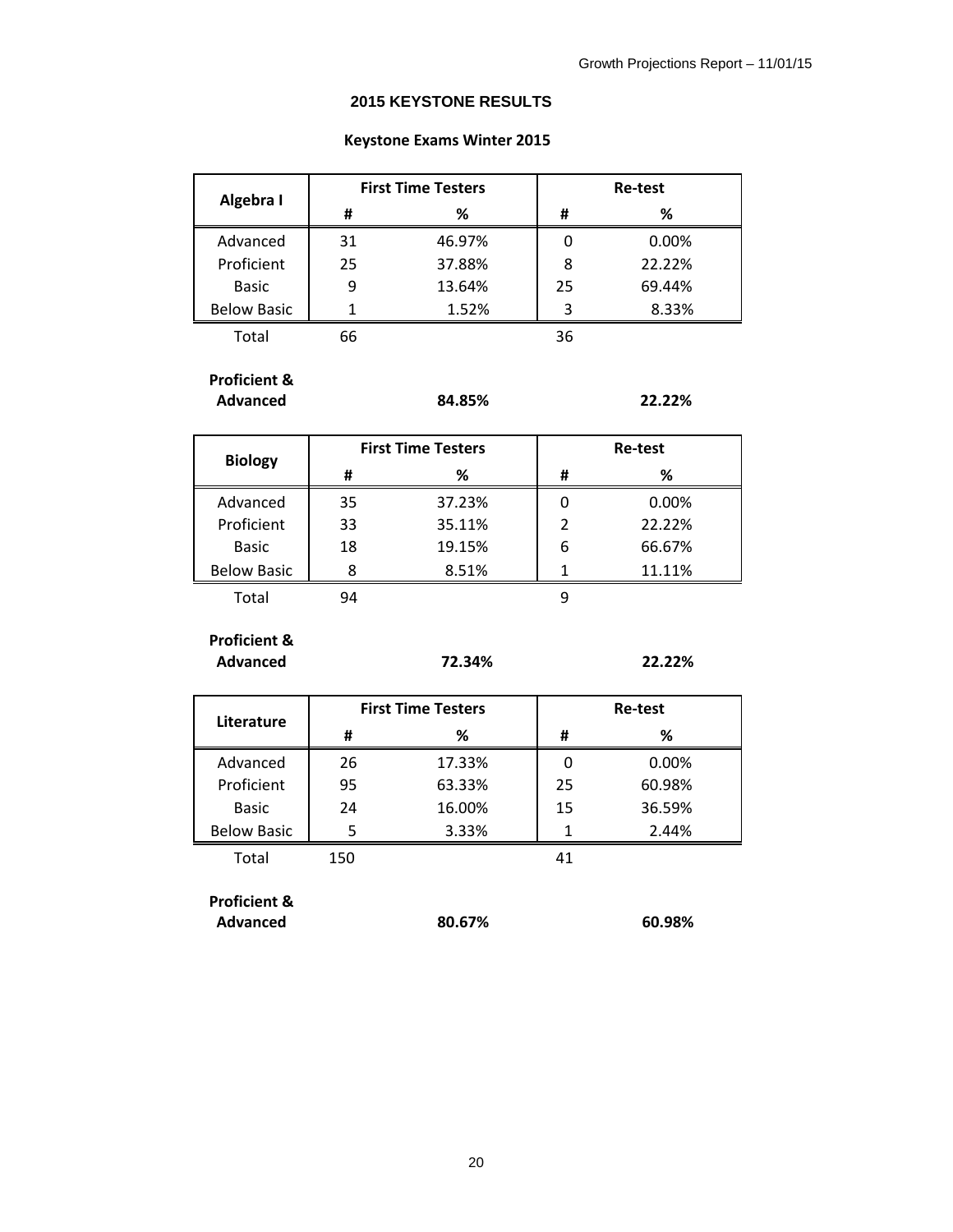## 2015 KEYSTONE RESULTS

### Keystone Exams Winter 2015

| Algebra I | First Time Testers | | Re-test | |
|---|---|---|---|---|
| | # | % | # | % |
| Advanced | 31 | 46.97% | 0 | 0.00% |
| Proficient | 25 | 37.88% | 8 | 22.22% |
| Basic | 9 | 13.64% | 25 | 69.44% |
| Below Basic | 1 | 1.52% | 3 | 8.33% |
| Total | 66 | | 36 | |
| **Proficient & Advanced** | | **84.85%** | | **22.22%** |

| Biology | First Time Testers | | Re-test | |
|---|---|---|---|---|
| | # | % | # | % |
| Advanced | 35 | 37.23% | 0 | 0.00% |
| Proficient | 33 | 35.11% | 2 | 22.22% |
| Basic | 18 | 19.15% | 6 | 66.67% |
| Below Basic | 8 | 8.51% | 1 | 11.11% |
| Total | 94 | | 9 | |
| **Proficient & Advanced** | | **72.34%** | | **22.22%** |

| Literature | First Time Testers | | Re-test | |
|---|---|---|---|---|
| | # | % | # | % |
| Advanced | 26 | 17.33% | 0 | 0.00% |
| Proficient | 95 | 63.33% | 25 | 60.98% |
| Basic | 24 | 16.00% | 15 | 36.59% |
| Below Basic | 5 | 3.33% | 1 | 2.44% |
| Total | 150 | | 41 | |
| **Proficient & Advanced** | | **80.67%** | | **60.98%** |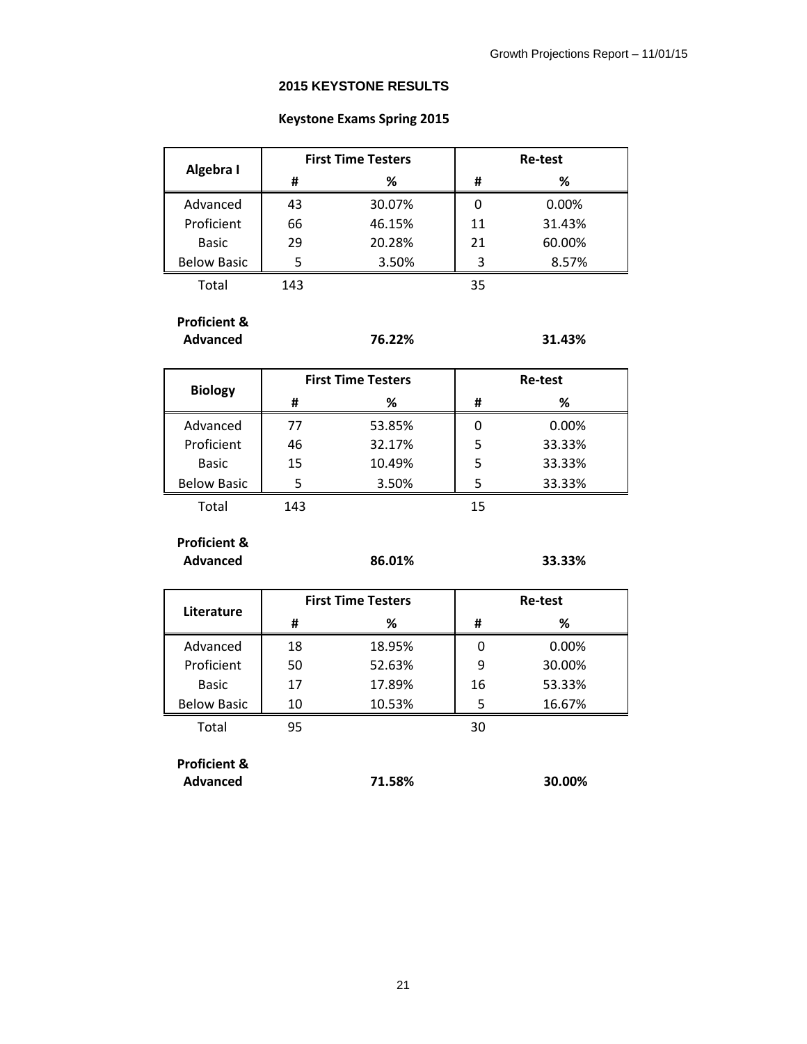## 2015 KEYSTONE RESULTS

### Keystone Exams Spring 2015

| Algebra I | First Time Testers | | Re-test | |
|---|---|---|---|---|
| | # | % | # | % |
| Advanced | 43 | 30.07% | 0 | 0.00% |
| Proficient | 66 | 46.15% | 11 | 31.43% |
| Basic | 29 | 20.28% | 21 | 60.00% |
| Below Basic | 5 | 3.50% | 3 | 8.57% |
| Total | 143 | | 35 | |
| **Proficient & Advanced** | | **76.22%** | | **31.43%** |

| Biology | First Time Testers | | Re-test | |
|---|---|---|---|---|
| | # | % | # | % |
| Advanced | 77 | 53.85% | 0 | 0.00% |
| Proficient | 46 | 32.17% | 5 | 33.33% |
| Basic | 15 | 10.49% | 5 | 33.33% |
| Below Basic | 5 | 3.50% | 5 | 33.33% |
| Total | 143 | | 15 | |
| **Proficient & Advanced** | | **86.01%** | | **33.33%** |

| Literature | First Time Testers | | Re-test | |
|---|---|---|---|---|
| | # | % | # | % |
| Advanced | 18 | 18.95% | 0 | 0.00% |
| Proficient | 50 | 52.63% | 9 | 30.00% |
| Basic | 17 | 17.89% | 16 | 53.33% |
| Below Basic | 10 | 10.53% | 5 | 16.67% |
| Total | 95 | | 30 | |
| **Proficient & Advanced** | | **71.58%** | | **30.00%** |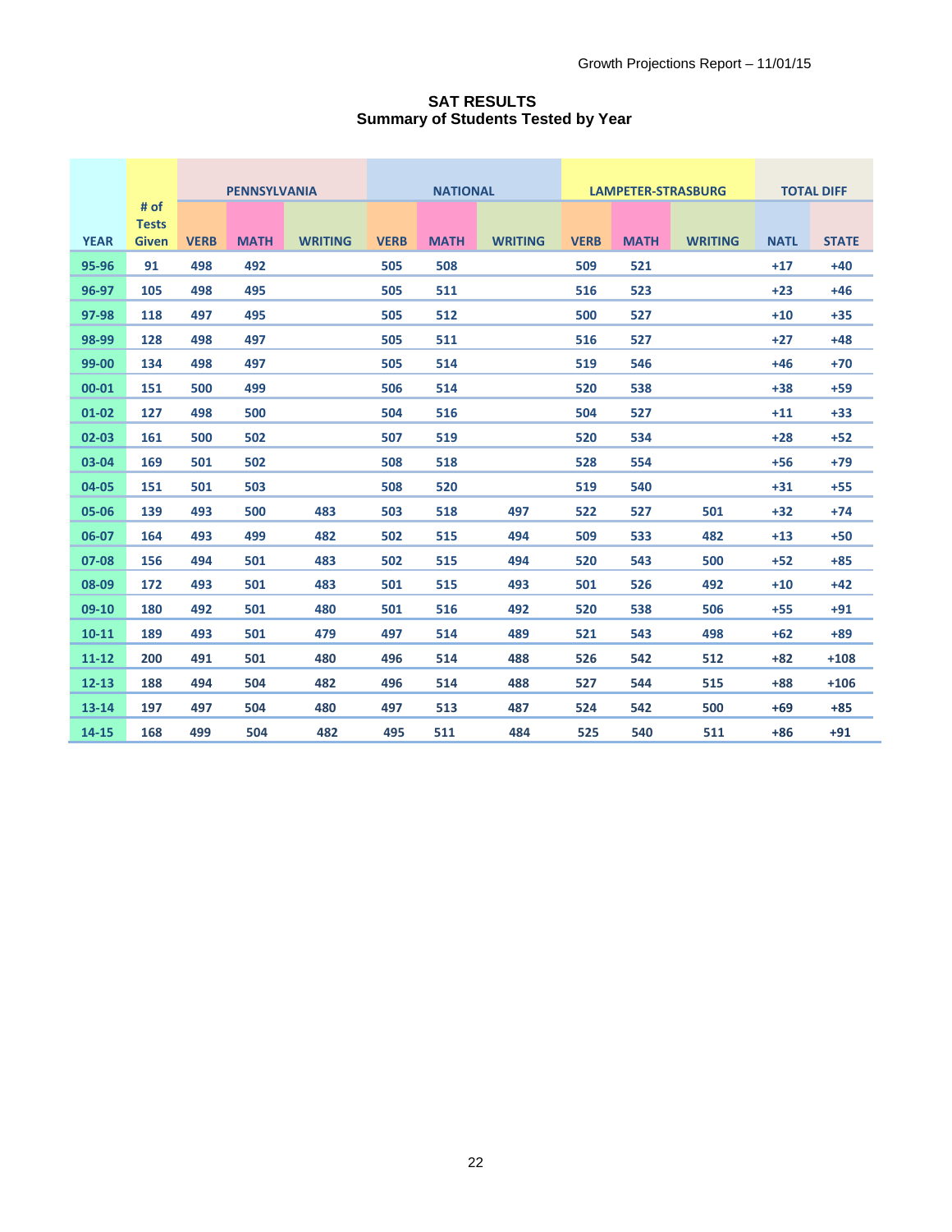## SAT RESULTS
### Summary of Students Tested by Year

| YEAR | # of Tests Given | PENNSYLVANIA | | | NATIONAL | | | LAMPETER-STRASBURG | | | TOTAL DIFF | |
|---|---|---|---|---|---|---|---|---|---|---|---|---|
| | | VERB | MATH | WRITING | VERB | MATH | WRITING | VERB | MATH | WRITING | NATL | STATE |
| 95-96 | 91 | 498 | 492 | | 505 | 508 | | 509 | 521 | | +17 | +40 |
| 96-97 | 105 | 498 | 495 | | 505 | 511 | | 516 | 523 | | +23 | +46 |
| 97-98 | 118 | 497 | 495 | | 505 | 512 | | 500 | 527 | | +10 | +35 |
| 98-99 | 128 | 498 | 497 | | 505 | 511 | | 516 | 527 | | +27 | +48 |
| 99-00 | 134 | 498 | 497 | | 505 | 514 | | 519 | 546 | | +46 | +70 |
| 00-01 | 151 | 500 | 499 | | 506 | 514 | | 520 | 538 | | +38 | +59 |
| 01-02 | 127 | 498 | 500 | | 504 | 516 | | 504 | 527 | | +11 | +33 |
| 02-03 | 161 | 500 | 502 | | 507 | 519 | | 520 | 534 | | +28 | +52 |
| 03-04 | 169 | 501 | 502 | | 508 | 518 | | 528 | 554 | | +56 | +79 |
| 04-05 | 151 | 501 | 503 | | 508 | 520 | | 519 | 540 | | +31 | +55 |
| 05-06 | 139 | 493 | 500 | 483 | 503 | 518 | 497 | 522 | 527 | 501 | +32 | +74 |
| 06-07 | 164 | 493 | 499 | 482 | 502 | 515 | 494 | 509 | 533 | 482 | +13 | +50 |
| 07-08 | 156 | 494 | 501 | 483 | 502 | 515 | 494 | 520 | 543 | 500 | +52 | +85 |
| 08-09 | 172 | 493 | 501 | 483 | 501 | 515 | 493 | 501 | 526 | 492 | +10 | +42 |
| 09-10 | 180 | 492 | 501 | 480 | 501 | 516 | 492 | 520 | 538 | 506 | +55 | +91 |
| 10-11 | 189 | 493 | 501 | 479 | 497 | 514 | 489 | 521 | 543 | 498 | +62 | +89 |
| 11-12 | 200 | 491 | 501 | 480 | 496 | 514 | 488 | 526 | 542 | 512 | +82 | +108 |
| 12-13 | 188 | 494 | 504 | 482 | 496 | 514 | 488 | 527 | 544 | 515 | +88 | +106 |
| 13-14 | 197 | 497 | 504 | 480 | 497 | 513 | 487 | 524 | 542 | 500 | +69 | +85 |
| 14-15 | 168 | 499 | 504 | 482 | 495 | 511 | 484 | 525 | 540 | 511 | +86 | +91 |